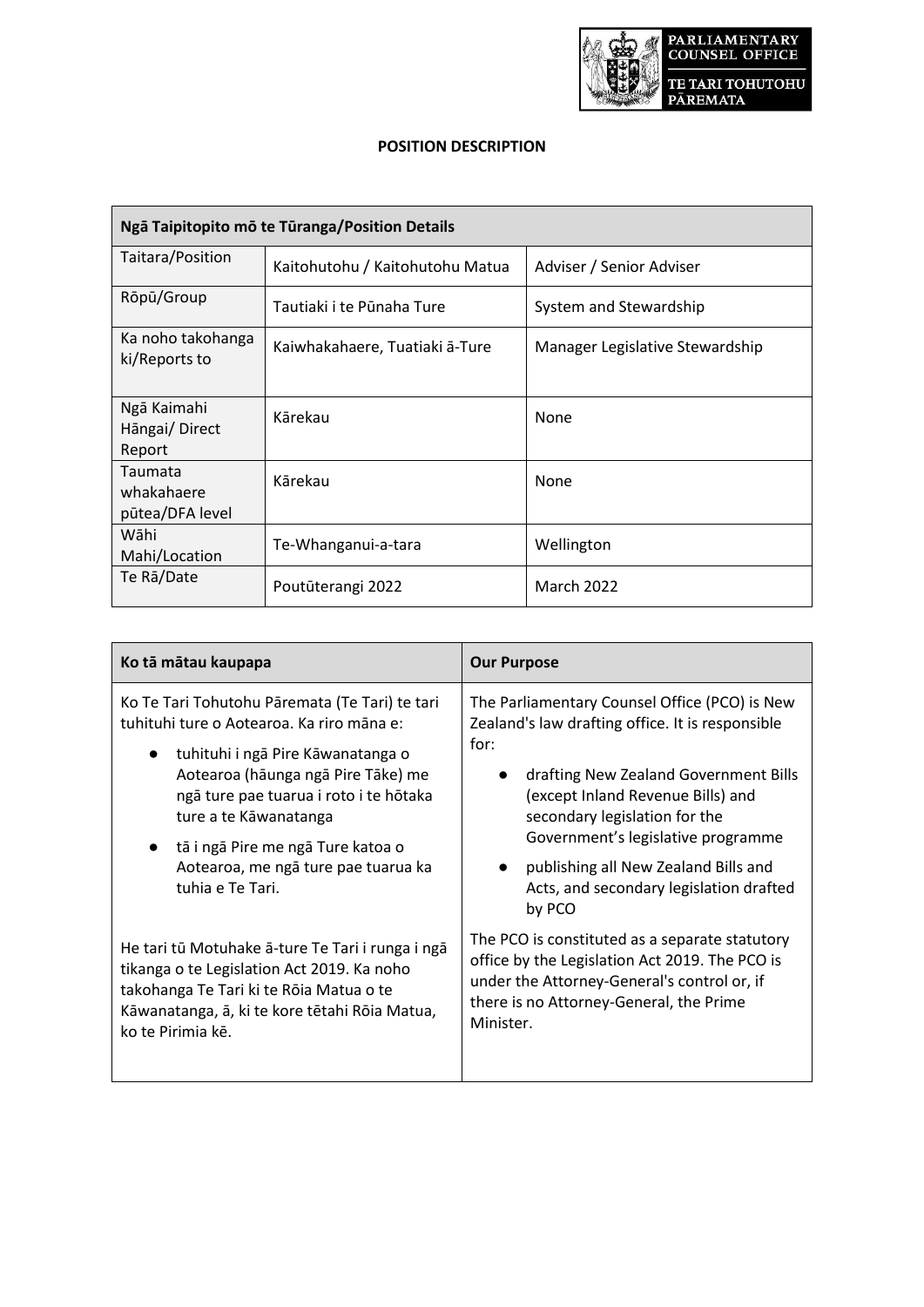PARLIAMENTARY COUNSEL OFFICE

TE TARI TOHUTOHU PĀREMATA

# POSITION DESCRIPTION

| Ngā Taipitopito mō te Tūranga/Position Details | | |
|---|---|---|
| Taitara/Position | Kaitohutohu / Kaitohutohu Matua | Adviser / Senior Adviser |
| Rōpū/Group | Tautiaki i te Pūnaha Ture | System and Stewardship |
| Ka noho takohanga ki/Reports to | Kaiwhakahaere, Tuatiaki ā-Ture | Manager Legislative Stewardship |
| Ngā Kaimahi Hāngai/ Direct Report | Kārekau | None |
| Taumata whakahaere pūtea/DFA level | Kārekau | None |
| Wāhi Mahi/Location | Te-Whanganui-a-tara | Wellington |
| Te Rā/Date | Poutūterangi 2022 | March 2022 |

| Ko tā mātau kaupapa | Our Purpose |
|---|---|
| Ko Te Tari Tohutohu Pāremata (Te Tari) te tari tuhituhi ture o Aotearoa. Ka riro māna e:<br>● tuhituhi i ngā Pire Kāwanatanga o Aotearoa (hāunga ngā Pire Tāke) me ngā ture pae tuarua i roto i te hōtaka ture a te Kāwanatanga<br>● tā i ngā Pire me ngā Ture katoa o Aotearoa, me ngā ture pae tuarua ka tuhia e Te Tari.<br><br>He tari tū Motuhake ā-ture Te Tari i runga i ngā tikanga o te Legislation Act 2019. Ka noho takohanga Te Tari ki te Rōia Matua o te Kāwanatanga, ā, ki te kore tētahi Rōia Matua, ko te Pirimia kē. | The Parliamentary Counsel Office (PCO) is New Zealand's law drafting office. It is responsible for:<br>● drafting New Zealand Government Bills (except Inland Revenue Bills) and secondary legislation for the Government's legislative programme<br>● publishing all New Zealand Bills and Acts, and secondary legislation drafted by PCO<br><br>The PCO is constituted as a separate statutory office by the Legislation Act 2019. The PCO is under the Attorney-General's control or, if there is no Attorney-General, the Prime Minister. |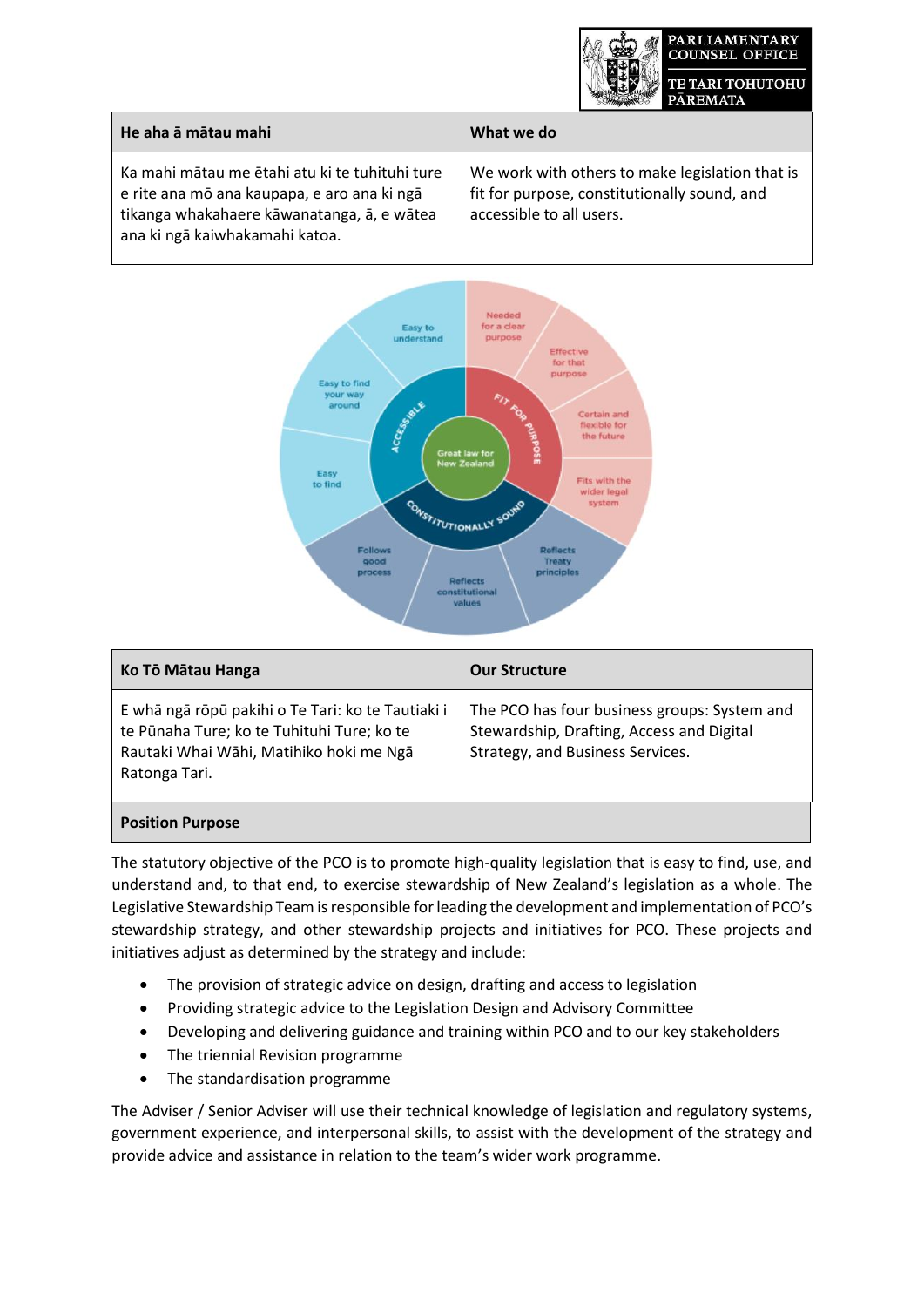| He aha ā mātau mahi | What we do |
|---|---|
| Ka mahi mātau me ētahi atu ki te tuhituhi ture e rite ana mō ana kaupapa, e aro ana ki ngā tikanga whakahaere kāwanatanga, ā, e wātea ana ki ngā kaiwhakamahi katoa. | We work with others to make legislation that is fit for purpose, constitutionally sound, and accessible to all users. |

| Ko Tō Mātau Hanga | Our Structure |
|---|---|
| E whā ngā rōpū pakihi o Te Tari: ko te Tautiaki i te Pūnaha Ture; ko te Tuhituhi Ture; ko te Rautaki Whai Wāhi, Matihiko hoki me Ngā Ratonga Tari. | The PCO has four business groups: System and Stewardship, Drafting, Access and Digital Strategy, and Business Services. |

## Position Purpose

The statutory objective of the PCO is to promote high-quality legislation that is easy to find, use, and understand and, to that end, to exercise stewardship of New Zealand's legislation as a whole. The Legislative Stewardship Team is responsible for leading the development and implementation of PCO's stewardship strategy, and other stewardship projects and initiatives for PCO. These projects and initiatives adjust as determined by the strategy and include:

- The provision of strategic advice on design, drafting and access to legislation
- Providing strategic advice to the Legislation Design and Advisory Committee
- Developing and delivering guidance and training within PCO and to our key stakeholders
- The triennial Revision programme
- The standardisation programme

The Adviser / Senior Adviser will use their technical knowledge of legislation and regulatory systems, government experience, and interpersonal skills, to assist with the development of the strategy and provide advice and assistance in relation to the team's wider work programme.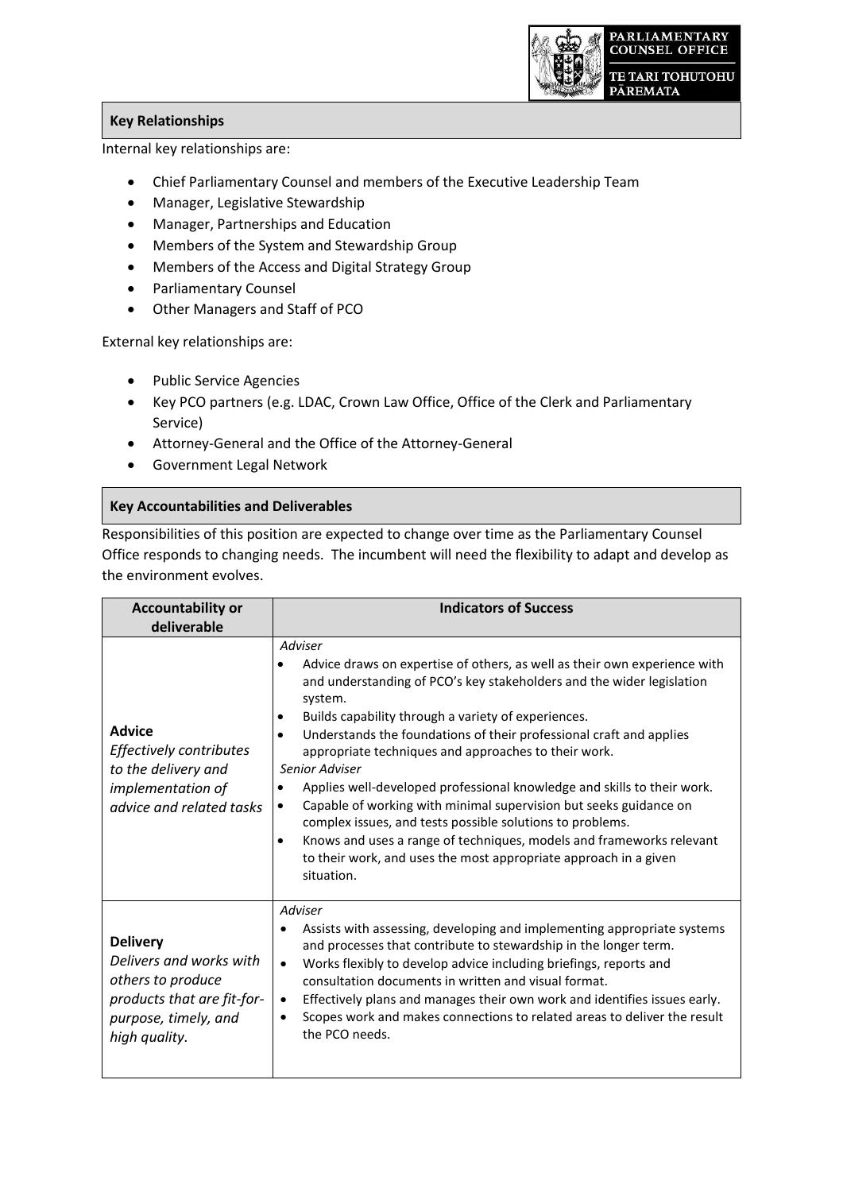## Key Relationships

Internal key relationships are:

- Chief Parliamentary Counsel and members of the Executive Leadership Team
- Manager, Legislative Stewardship
- Manager, Partnerships and Education
- Members of the System and Stewardship Group
- Members of the Access and Digital Strategy Group
- Parliamentary Counsel
- Other Managers and Staff of PCO

External key relationships are:

- Public Service Agencies
- Key PCO partners (e.g. LDAC, Crown Law Office, Office of the Clerk and Parliamentary Service)
- Attorney-General and the Office of the Attorney-General
- Government Legal Network

## Key Accountabilities and Deliverables

Responsibilities of this position are expected to change over time as the Parliamentary Counsel Office responds to changing needs. The incumbent will need the flexibility to adapt and develop as the environment evolves.

| Accountability or deliverable | Indicators of Success |
|---|---|
| **Advice**<br>*Effectively contributes to the delivery and implementation of advice and related tasks* | *Adviser*<br>• Advice draws on expertise of others, as well as their own experience with and understanding of PCO's key stakeholders and the wider legislation system.<br>• Builds capability through a variety of experiences.<br>• Understands the foundations of their professional craft and applies appropriate techniques and approaches to their work.<br>*Senior Adviser*<br>• Applies well-developed professional knowledge and skills to their work.<br>• Capable of working with minimal supervision but seeks guidance on complex issues, and tests possible solutions to problems.<br>• Knows and uses a range of techniques, models and frameworks relevant to their work, and uses the most appropriate approach in a given situation. |
| **Delivery**<br>*Delivers and works with others to produce products that are fit-for-purpose, timely, and high quality.* | *Adviser*<br>• Assists with assessing, developing and implementing appropriate systems and processes that contribute to stewardship in the longer term.<br>• Works flexibly to develop advice including briefings, reports and consultation documents in written and visual format.<br>• Effectively plans and manages their own work and identifies issues early.<br>• Scopes work and makes connections to related areas to deliver the result the PCO needs. |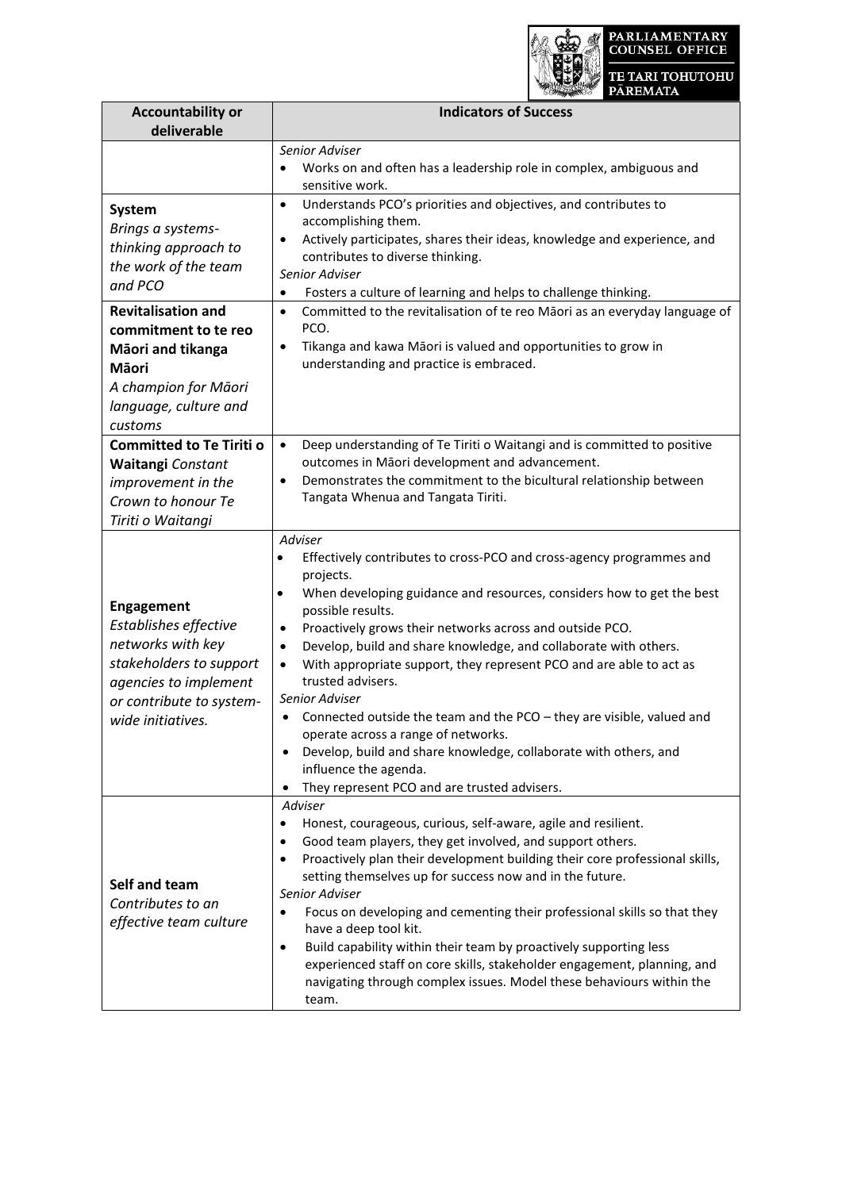| Accountability or deliverable | Indicators of Success |
|---|---|
| | *Senior Adviser*<br>• Works on and often has a leadership role in complex, ambiguous and sensitive work. |
| **System**<br>*Brings a systems-thinking approach to the work of the team and PCO* | • Understands PCO's priorities and objectives, and contributes to accomplishing them.<br>• Actively participates, shares their ideas, knowledge and experience, and contributes to diverse thinking.<br>*Senior Adviser*<br>• Fosters a culture of learning and helps to challenge thinking. |
| **Revitalisation and commitment to te reo Māori and tikanga Māori**<br>*A champion for Māori language, culture and customs* | • Committed to the revitalisation of te reo Māori as an everyday language of PCO.<br>• Tikanga and kawa Māori is valued and opportunities to grow in understanding and practice is embraced. |
| **Committed to Te Tiriti o Waitangi** *Constant improvement in the Crown to honour Te Tiriti o Waitangi* | • Deep understanding of Te Tiriti o Waitangi and is committed to positive outcomes in Māori development and advancement.<br>• Demonstrates the commitment to the bicultural relationship between Tangata Whenua and Tangata Tiriti. |
| **Engagement**<br>*Establishes effective networks with key stakeholders to support agencies to implement or contribute to system-wide initiatives.* | *Adviser*<br>• Effectively contributes to cross-PCO and cross-agency programmes and projects.<br>• When developing guidance and resources, considers how to get the best possible results.<br>• Proactively grows their networks across and outside PCO.<br>• Develop, build and share knowledge, and collaborate with others.<br>• With appropriate support, they represent PCO and are able to act as trusted advisers.<br>*Senior Adviser*<br>• Connected outside the team and the PCO – they are visible, valued and operate across a range of networks.<br>• Develop, build and share knowledge, collaborate with others, and influence the agenda.<br>• They represent PCO and are trusted advisers. |
| **Self and team**<br>*Contributes to an effective team culture* | *Adviser*<br>• Honest, courageous, curious, self-aware, agile and resilient.<br>• Good team players, they get involved, and support others.<br>• Proactively plan their development building their core professional skills, setting themselves up for success now and in the future.<br>*Senior Adviser*<br>• Focus on developing and cementing their professional skills so that they have a deep tool kit.<br>• Build capability within their team by proactively supporting less experienced staff on core skills, stakeholder engagement, planning, and navigating through complex issues. Model these behaviours within the team. |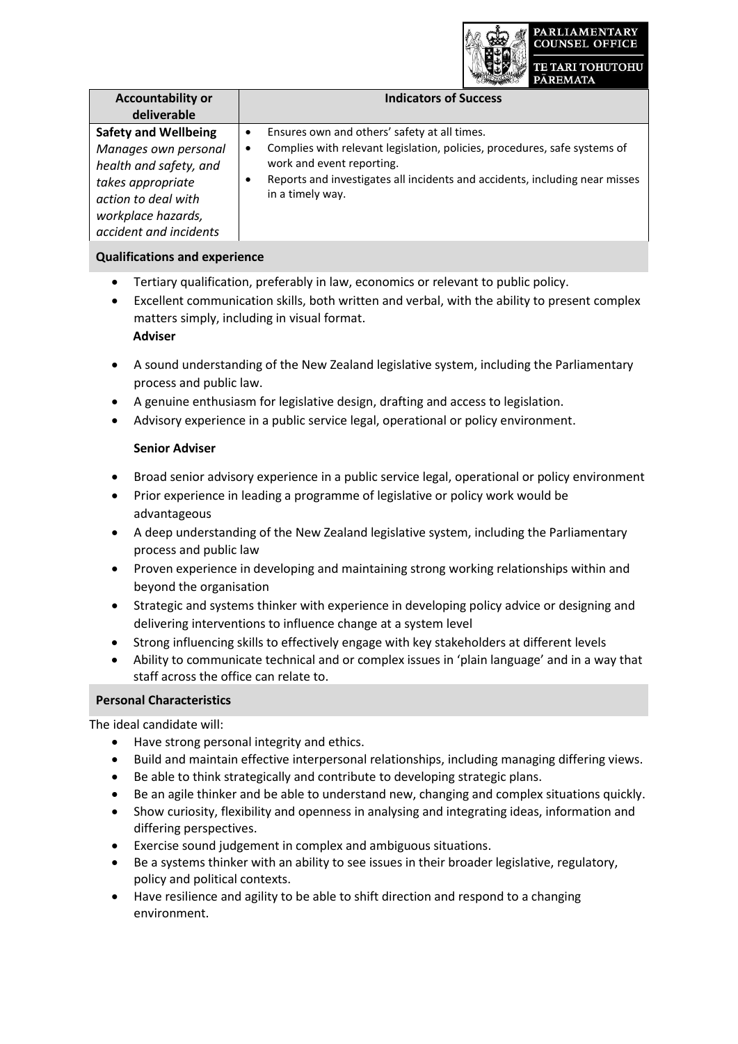| Accountability or deliverable | Indicators of Success |
| --- | --- |
| **Safety and Wellbeing**<br>*Manages own personal health and safety, and takes appropriate action to deal with workplace hazards, accident and incidents* | • Ensures own and others' safety at all times.<br>• Complies with relevant legislation, policies, procedures, safe systems of work and event reporting.<br>• Reports and investigates all incidents and accidents, including near misses in a timely way. |

## Qualifications and experience

- Tertiary qualification, preferably in law, economics or relevant to public policy.
- Excellent communication skills, both written and verbal, with the ability to present complex matters simply, including in visual format.

**Adviser**

- A sound understanding of the New Zealand legislative system, including the Parliamentary process and public law.
- A genuine enthusiasm for legislative design, drafting and access to legislation.
- Advisory experience in a public service legal, operational or policy environment.

**Senior Adviser**

- Broad senior advisory experience in a public service legal, operational or policy environment
- Prior experience in leading a programme of legislative or policy work would be advantageous
- A deep understanding of the New Zealand legislative system, including the Parliamentary process and public law
- Proven experience in developing and maintaining strong working relationships within and beyond the organisation
- Strategic and systems thinker with experience in developing policy advice or designing and delivering interventions to influence change at a system level
- Strong influencing skills to effectively engage with key stakeholders at different levels
- Ability to communicate technical and or complex issues in 'plain language' and in a way that staff across the office can relate to.

## Personal Characteristics

The ideal candidate will:

- Have strong personal integrity and ethics.
- Build and maintain effective interpersonal relationships, including managing differing views.
- Be able to think strategically and contribute to developing strategic plans.
- Be an agile thinker and be able to understand new, changing and complex situations quickly.
- Show curiosity, flexibility and openness in analysing and integrating ideas, information and differing perspectives.
- Exercise sound judgement in complex and ambiguous situations.
- Be a systems thinker with an ability to see issues in their broader legislative, regulatory, policy and political contexts.
- Have resilience and agility to be able to shift direction and respond to a changing environment.